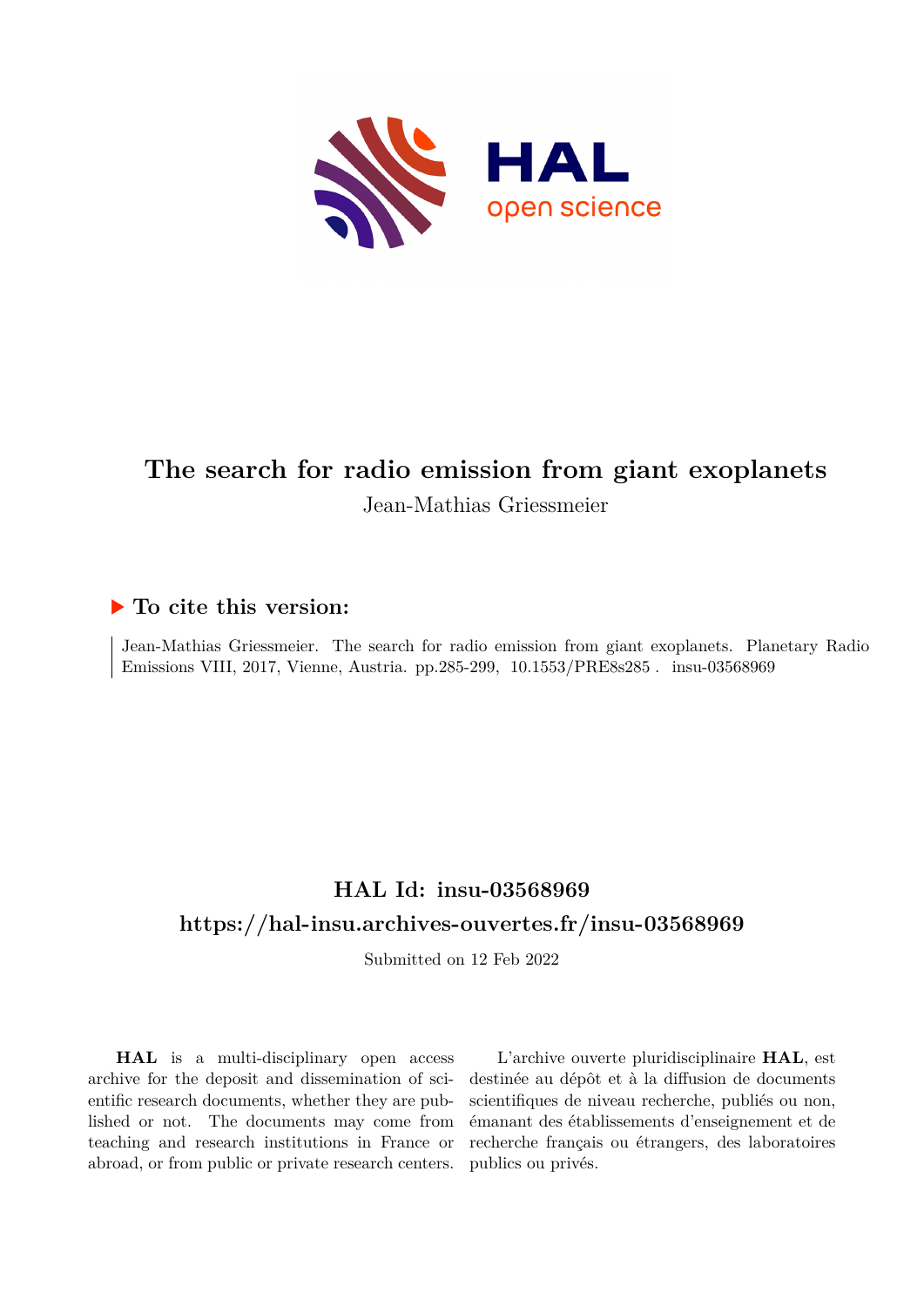# The search for radio emission from giant exoplanets

Jean-Mathias Griessmeier

## ▶ To cite this version:

Jean-Mathias Griessmeier. The search for radio emission from giant exoplanets. Planetary Radio Emissions VIII, 2017, Vienne, Austria. pp.285-299, 10.1553/PRE8s285 . insu-03568969

## HAL Id: insu-03568969

## https://hal-insu.archives-ouvertes.fr/insu-03568969

Submitted on 12 Feb 2022

**HAL** is a multi-disciplinary open access archive for the deposit and dissemination of scientific research documents, whether they are published or not. The documents may come from teaching and research institutions in France or abroad, or from public or private research centers.

L'archive ouverte pluridisciplinaire **HAL**, est destinée au dépôt et à la diffusion de documents scientifiques de niveau recherche, publiés ou non, émanant des établissements d'enseignement et de recherche français ou étrangers, des laboratoires publics ou privés.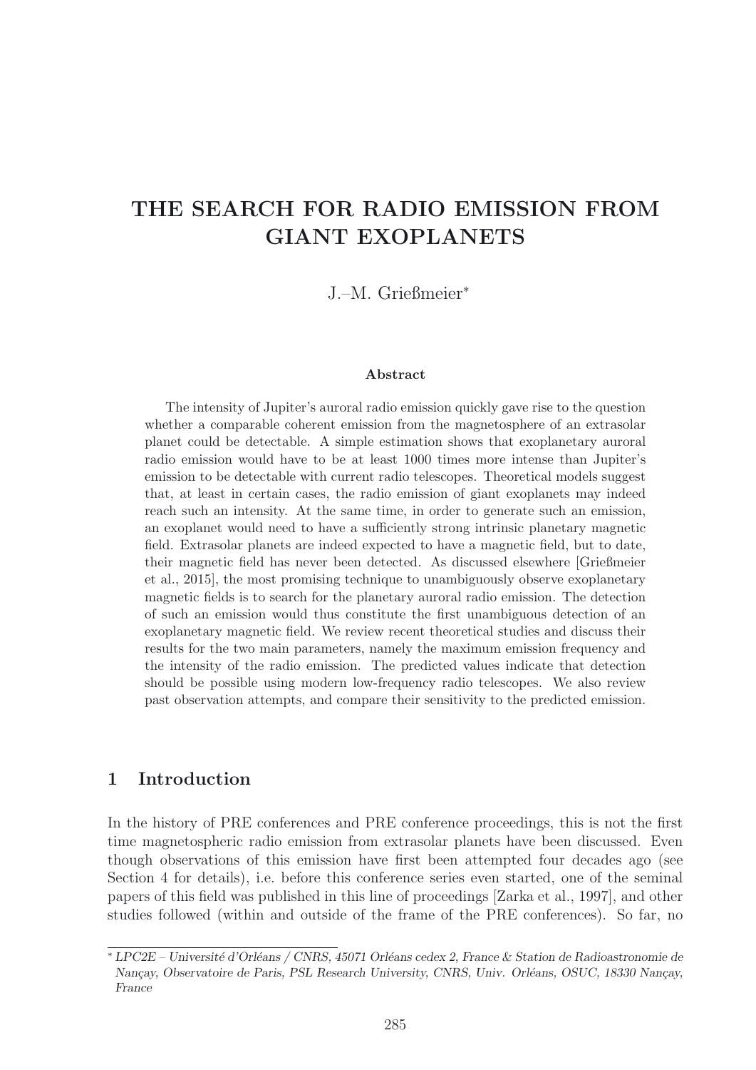# THE SEARCH FOR RADIO EMISSION FROM GIANT EXOPLANETS

J.–M. Grießmeier*

**Abstract**

The intensity of Jupiter's auroral radio emission quickly gave rise to the question whether a comparable coherent emission from the magnetosphere of an extrasolar planet could be detectable. A simple estimation shows that exoplanetary auroral radio emission would have to be at least 1000 times more intense than Jupiter's emission to be detectable with current radio telescopes. Theoretical models suggest that, at least in certain cases, the radio emission of giant exoplanets may indeed reach such an intensity. At the same time, in order to generate such an emission, an exoplanet would need to have a sufficiently strong intrinsic planetary magnetic field. Extrasolar planets are indeed expected to have a magnetic field, but to date, their magnetic field has never been detected. As discussed elsewhere [Grießmeier et al., 2015], the most promising technique to unambiguously observe exoplanetary magnetic fields is to search for the planetary auroral radio emission. The detection of such an emission would thus constitute the first unambiguous detection of an exoplanetary magnetic field. We review recent theoretical studies and discuss their results for the two main parameters, namely the maximum emission frequency and the intensity of the radio emission. The predicted values indicate that detection should be possible using modern low-frequency radio telescopes. We also review past observation attempts, and compare their sensitivity to the predicted emission.

## 1 Introduction

In the history of PRE conferences and PRE conference proceedings, this is not the first time magnetospheric radio emission from extrasolar planets have been discussed. Even though observations of this emission have first been attempted four decades ago (see Section 4 for details), i.e. before this conference series even started, one of the seminal papers of this field was published in this line of proceedings [Zarka et al., 1997], and other studies followed (within and outside of the frame of the PRE conferences). So far, no

---

* *LPC2E – Université d'Orléans / CNRS, 45071 Orléans cedex 2, France & Station de Radioastronomie de Nançay, Observatoire de Paris, PSL Research University, CNRS, Univ. Orléans, OSUC, 18330 Nançay, France*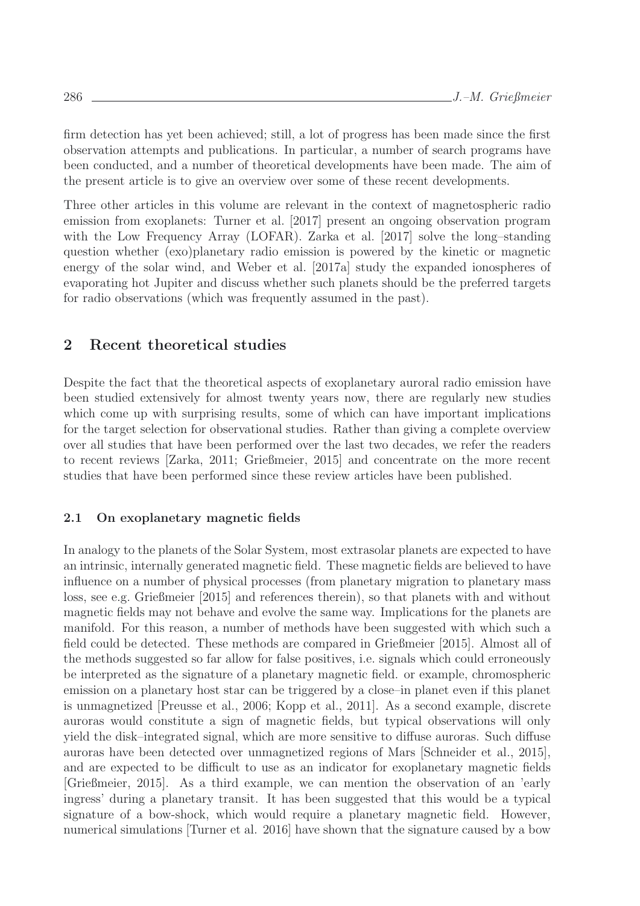firm detection has yet been achieved; still, a lot of progress has been made since the first observation attempts and publications. In particular, a number of search programs have been conducted, and a number of theoretical developments have been made. The aim of the present article is to give an overview over some of these recent developments.

Three other articles in this volume are relevant in the context of magnetospheric radio emission from exoplanets: Turner et al. [2017] present an ongoing observation program with the Low Frequency Array (LOFAR). Zarka et al. [2017] solve the long–standing question whether (exo)planetary radio emission is powered by the kinetic or magnetic energy of the solar wind, and Weber et al. [2017a] study the expanded ionospheres of evaporating hot Jupiter and discuss whether such planets should be the preferred targets for radio observations (which was frequently assumed in the past).

## 2 Recent theoretical studies

Despite the fact that the theoretical aspects of exoplanetary auroral radio emission have been studied extensively for almost twenty years now, there are regularly new studies which come up with surprising results, some of which can have important implications for the target selection for observational studies. Rather than giving a complete overview over all studies that have been performed over the last two decades, we refer the readers to recent reviews [Zarka, 2011; Grießmeier, 2015] and concentrate on the more recent studies that have been performed since these review articles have been published.

### 2.1 On exoplanetary magnetic fields

In analogy to the planets of the Solar System, most extrasolar planets are expected to have an intrinsic, internally generated magnetic field. These magnetic fields are believed to have influence on a number of physical processes (from planetary migration to planetary mass loss, see e.g. Grießmeier [2015] and references therein), so that planets with and without magnetic fields may not behave and evolve the same way. Implications for the planets are manifold. For this reason, a number of methods have been suggested with which such a field could be detected. These methods are compared in Grießmeier [2015]. Almost all of the methods suggested so far allow for false positives, i.e. signals which could erroneously be interpreted as the signature of a planetary magnetic field. or example, chromospheric emission on a planetary host star can be triggered by a close–in planet even if this planet is unmagnetized [Preusse et al., 2006; Kopp et al., 2011]. As a second example, discrete auroras would constitute a sign of magnetic fields, but typical observations will only yield the disk–integrated signal, which are more sensitive to diffuse auroras. Such diffuse auroras have been detected over unmagnetized regions of Mars [Schneider et al., 2015], and are expected to be difficult to use as an indicator for exoplanetary magnetic fields [Grießmeier, 2015]. As a third example, we can mention the observation of an 'early ingress' during a planetary transit. It has been suggested that this would be a typical signature of a bow-shock, which would require a planetary magnetic field. However, numerical simulations [Turner et al. 2016] have shown that the signature caused by a bow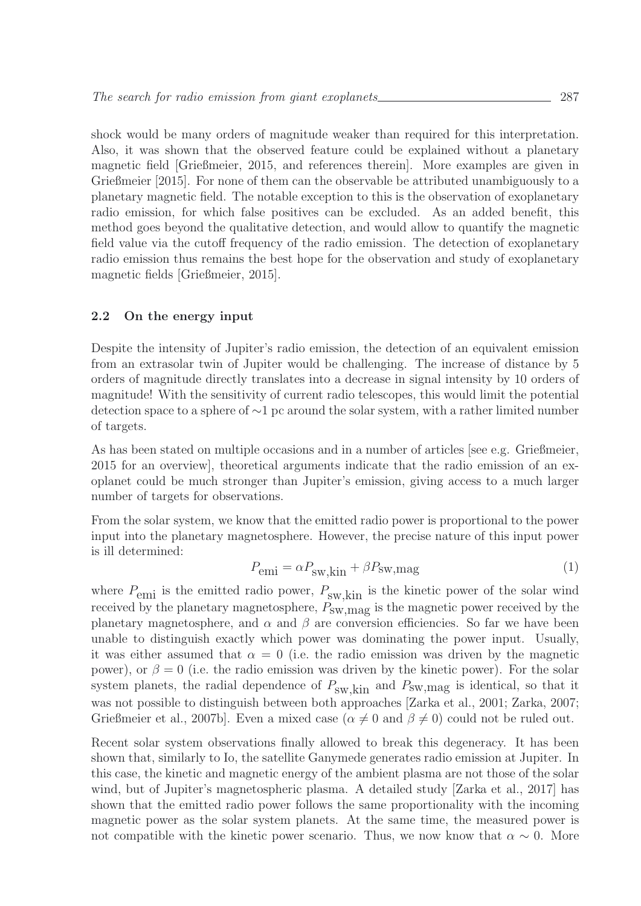shock would be many orders of magnitude weaker than required for this interpretation. Also, it was shown that the observed feature could be explained without a planetary magnetic field [Grießmeier, 2015, and references therein]. More examples are given in Grießmeier [2015]. For none of them can the observable be attributed unambiguously to a planetary magnetic field. The notable exception to this is the observation of exoplanetary radio emission, for which false positives can be excluded. As an added benefit, this method goes beyond the qualitative detection, and would allow to quantify the magnetic field value via the cutoff frequency of the radio emission. The detection of exoplanetary radio emission thus remains the best hope for the observation and study of exoplanetary magnetic fields [Grießmeier, 2015].

### 2.2 On the energy input

Despite the intensity of Jupiter's radio emission, the detection of an equivalent emission from an extrasolar twin of Jupiter would be challenging. The increase of distance by 5 orders of magnitude directly translates into a decrease in signal intensity by 10 orders of magnitude! With the sensitivity of current radio telescopes, this would limit the potential detection space to a sphere of ∼1 pc around the solar system, with a rather limited number of targets.

As has been stated on multiple occasions and in a number of articles [see e.g. Grießmeier, 2015 for an overview], theoretical arguments indicate that the radio emission of an exoplanet could be much stronger than Jupiter's emission, giving access to a much larger number of targets for observations.

From the solar system, we know that the emitted radio power is proportional to the power input into the planetary magnetosphere. However, the precise nature of this input power is ill determined:

$$P_{\mathrm{emi}} = \alpha P_{\mathrm{sw,kin}} + \beta P_{\mathrm{sw,mag}} \tag{1}$$

where $P_{\mathrm{emi}}$ is the emitted radio power, $P_{\mathrm{sw,kin}}$ is the kinetic power of the solar wind received by the planetary magnetosphere, $P_{\mathrm{sw,mag}}$ is the magnetic power received by the planetary magnetosphere, and $\alpha$ and $\beta$ are conversion efficiencies. So far we have been unable to distinguish exactly which power was dominating the power input. Usually, it was either assumed that $\alpha = 0$ (i.e. the radio emission was driven by the magnetic power), or $\beta = 0$ (i.e. the radio emission was driven by the kinetic power). For the solar system planets, the radial dependence of $P_{\mathrm{sw,kin}}$ and $P_{\mathrm{sw,mag}}$ is identical, so that it was not possible to distinguish between both approaches [Zarka et al., 2001; Zarka, 2007; Grießmeier et al., 2007b]. Even a mixed case ($\alpha \neq 0$ and $\beta \neq 0$) could not be ruled out.

Recent solar system observations finally allowed to break this degeneracy. It has been shown that, similarly to Io, the satellite Ganymede generates radio emission at Jupiter. In this case, the kinetic and magnetic energy of the ambient plasma are not those of the solar wind, but of Jupiter's magnetospheric plasma. A detailed study [Zarka et al., 2017] has shown that the emitted radio power follows the same proportionality with the incoming magnetic power as the solar system planets. At the same time, the measured power is not compatible with the kinetic power scenario. Thus, we now know that $\alpha \sim 0$. More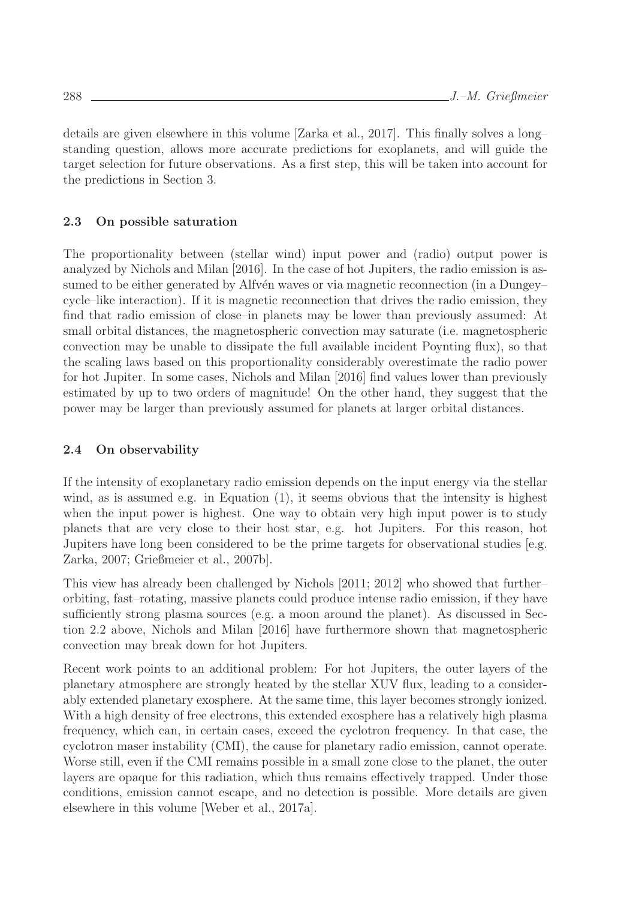details are given elsewhere in this volume [Zarka et al., 2017]. This finally solves a long–standing question, allows more accurate predictions for exoplanets, and will guide the target selection for future observations. As a first step, this will be taken into account for the predictions in Section 3.

### 2.3 On possible saturation

The proportionality between (stellar wind) input power and (radio) output power is analyzed by Nichols and Milan [2016]. In the case of hot Jupiters, the radio emission is assumed to be either generated by Alfvén waves or via magnetic reconnection (in a Dungey–cycle–like interaction). If it is magnetic reconnection that drives the radio emission, they find that radio emission of close–in planets may be lower than previously assumed: At small orbital distances, the magnetospheric convection may saturate (i.e. magnetospheric convection may be unable to dissipate the full available incident Poynting flux), so that the scaling laws based on this proportionality considerably overestimate the radio power for hot Jupiter. In some cases, Nichols and Milan [2016] find values lower than previously estimated by up to two orders of magnitude! On the other hand, they suggest that the power may be larger than previously assumed for planets at larger orbital distances.

### 2.4 On observability

If the intensity of exoplanetary radio emission depends on the input energy via the stellar wind, as is assumed e.g. in Equation (1), it seems obvious that the intensity is highest when the input power is highest. One way to obtain very high input power is to study planets that are very close to their host star, e.g. hot Jupiters. For this reason, hot Jupiters have long been considered to be the prime targets for observational studies [e.g. Zarka, 2007; Grießmeier et al., 2007b].

This view has already been challenged by Nichols [2011; 2012] who showed that further–orbiting, fast–rotating, massive planets could produce intense radio emission, if they have sufficiently strong plasma sources (e.g. a moon around the planet). As discussed in Section 2.2 above, Nichols and Milan [2016] have furthermore shown that magnetospheric convection may break down for hot Jupiters.

Recent work points to an additional problem: For hot Jupiters, the outer layers of the planetary atmosphere are strongly heated by the stellar XUV flux, leading to a considerably extended planetary exosphere. At the same time, this layer becomes strongly ionized. With a high density of free electrons, this extended exosphere has a relatively high plasma frequency, which can, in certain cases, exceed the cyclotron frequency. In that case, the cyclotron maser instability (CMI), the cause for planetary radio emission, cannot operate. Worse still, even if the CMI remains possible in a small zone close to the planet, the outer layers are opaque for this radiation, which thus remains effectively trapped. Under those conditions, emission cannot escape, and no detection is possible. More details are given elsewhere in this volume [Weber et al., 2017a].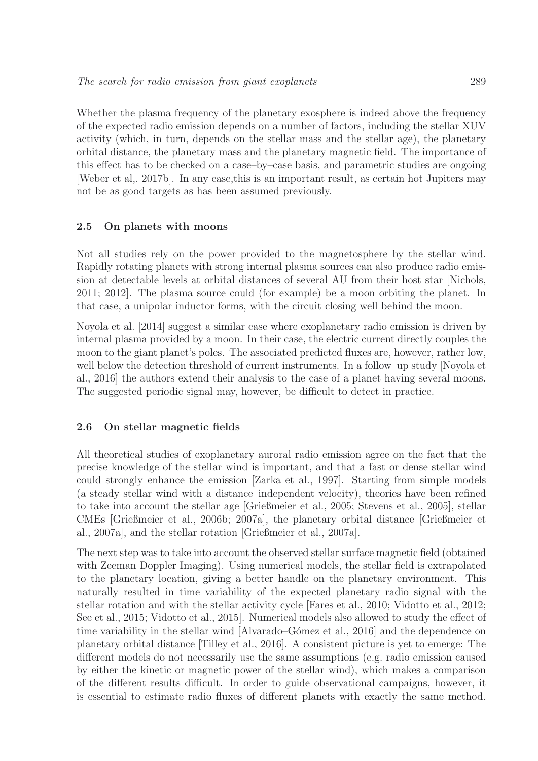Whether the plasma frequency of the planetary exosphere is indeed above the frequency of the expected radio emission depends on a number of factors, including the stellar XUV activity (which, in turn, depends on the stellar mass and the stellar age), the planetary orbital distance, the planetary mass and the planetary magnetic field. The importance of this effect has to be checked on a case–by–case basis, and parametric studies are ongoing [Weber et al,. 2017b]. In any case,this is an important result, as certain hot Jupiters may not be as good targets as has been assumed previously.

## 2.5 On planets with moons

Not all studies rely on the power provided to the magnetosphere by the stellar wind. Rapidly rotating planets with strong internal plasma sources can also produce radio emission at detectable levels at orbital distances of several AU from their host star [Nichols, 2011; 2012]. The plasma source could (for example) be a moon orbiting the planet. In that case, a unipolar inductor forms, with the circuit closing well behind the moon.

Noyola et al. [2014] suggest a similar case where exoplanetary radio emission is driven by internal plasma provided by a moon. In their case, the electric current directly couples the moon to the giant planet's poles. The associated predicted fluxes are, however, rather low, well below the detection threshold of current instruments. In a follow–up study [Noyola et al., 2016] the authors extend their analysis to the case of a planet having several moons. The suggested periodic signal may, however, be difficult to detect in practice.

## 2.6 On stellar magnetic fields

All theoretical studies of exoplanetary auroral radio emission agree on the fact that the precise knowledge of the stellar wind is important, and that a fast or dense stellar wind could strongly enhance the emission [Zarka et al., 1997]. Starting from simple models (a steady stellar wind with a distance–independent velocity), theories have been refined to take into account the stellar age [Grießmeier et al., 2005; Stevens et al., 2005], stellar CMEs [Grießmeier et al., 2006b; 2007a], the planetary orbital distance [Grießmeier et al., 2007a], and the stellar rotation [Grießmeier et al., 2007a].

The next step was to take into account the observed stellar surface magnetic field (obtained with Zeeman Doppler Imaging). Using numerical models, the stellar field is extrapolated to the planetary location, giving a better handle on the planetary environment. This naturally resulted in time variability of the expected planetary radio signal with the stellar rotation and with the stellar activity cycle [Fares et al., 2010; Vidotto et al., 2012; See et al., 2015; Vidotto et al., 2015]. Numerical models also allowed to study the effect of time variability in the stellar wind [Alvarado–Gómez et al., 2016] and the dependence on planetary orbital distance [Tilley et al., 2016]. A consistent picture is yet to emerge: The different models do not necessarily use the same assumptions (e.g. radio emission caused by either the kinetic or magnetic power of the stellar wind), which makes a comparison of the different results difficult. In order to guide observational campaigns, however, it is essential to estimate radio fluxes of different planets with exactly the same method.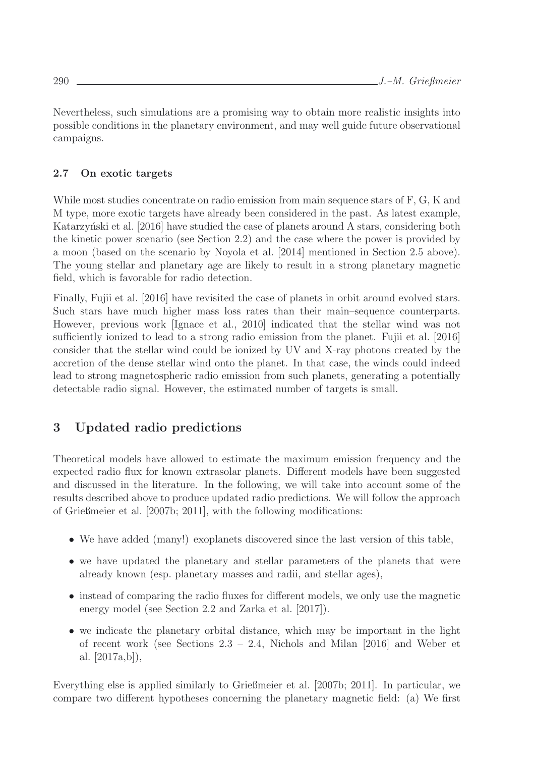Nevertheless, such simulations are a promising way to obtain more realistic insights into possible conditions in the planetary environment, and may well guide future observational campaigns.

### 2.7 On exotic targets

While most studies concentrate on radio emission from main sequence stars of F, G, K and M type, more exotic targets have already been considered in the past. As latest example, Katarzyński et al. [2016] have studied the case of planets around A stars, considering both the kinetic power scenario (see Section 2.2) and the case where the power is provided by a moon (based on the scenario by Noyola et al. [2014] mentioned in Section 2.5 above). The young stellar and planetary age are likely to result in a strong planetary magnetic field, which is favorable for radio detection.

Finally, Fujii et al. [2016] have revisited the case of planets in orbit around evolved stars. Such stars have much higher mass loss rates than their main–sequence counterparts. However, previous work [Ignace et al., 2010] indicated that the stellar wind was not sufficiently ionized to lead to a strong radio emission from the planet. Fujii et al. [2016] consider that the stellar wind could be ionized by UV and X-ray photons created by the accretion of the dense stellar wind onto the planet. In that case, the winds could indeed lead to strong magnetospheric radio emission from such planets, generating a potentially detectable radio signal. However, the estimated number of targets is small.

## 3 Updated radio predictions

Theoretical models have allowed to estimate the maximum emission frequency and the expected radio flux for known extrasolar planets. Different models have been suggested and discussed in the literature. In the following, we will take into account some of the results described above to produce updated radio predictions. We will follow the approach of Grießmeier et al. [2007b; 2011], with the following modifications:

- We have added (many!) exoplanets discovered since the last version of this table,
- we have updated the planetary and stellar parameters of the planets that were already known (esp. planetary masses and radii, and stellar ages),
- instead of comparing the radio fluxes for different models, we only use the magnetic energy model (see Section 2.2 and Zarka et al. [2017]).
- we indicate the planetary orbital distance, which may be important in the light of recent work (see Sections 2.3 – 2.4, Nichols and Milan [2016] and Weber et al. [2017a,b]),

Everything else is applied similarly to Grießmeier et al. [2007b; 2011]. In particular, we compare two different hypotheses concerning the planetary magnetic field: (a) We first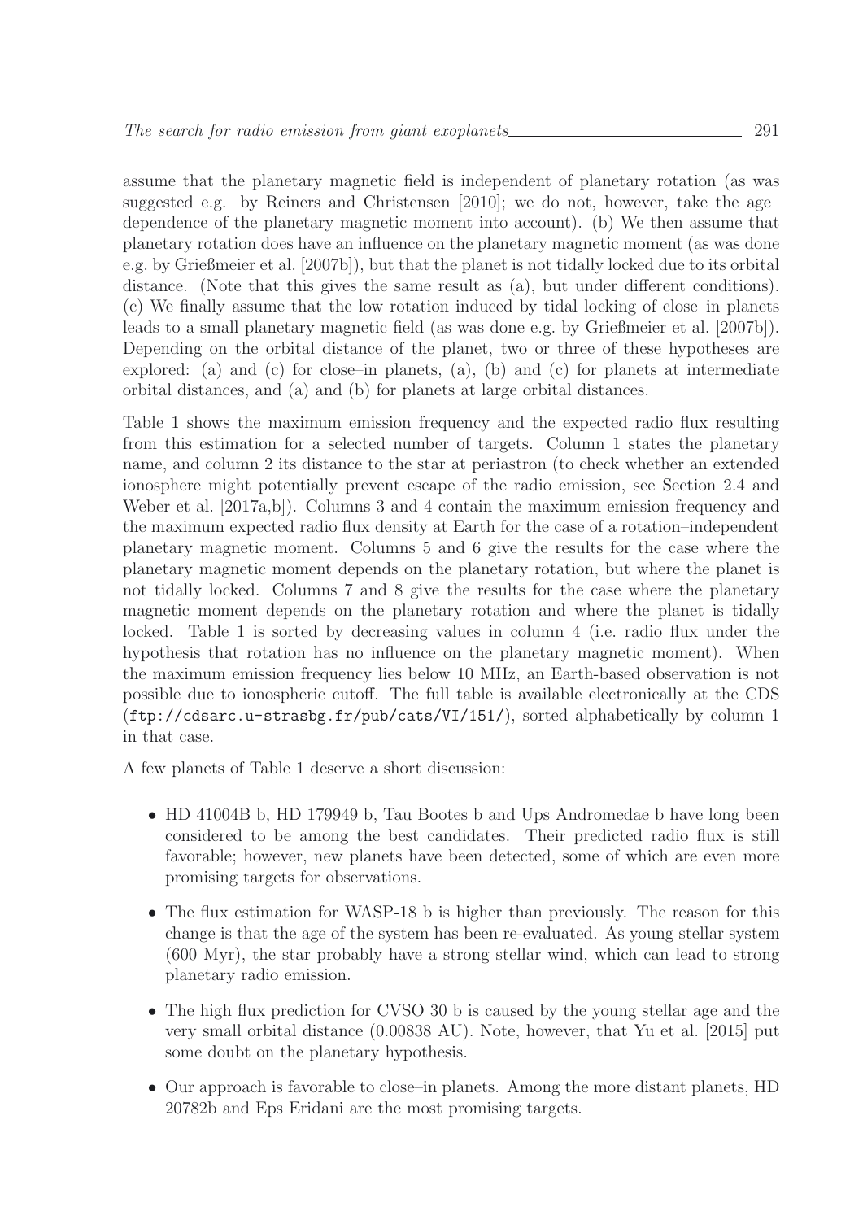assume that the planetary magnetic field is independent of planetary rotation (as was suggested e.g. by Reiners and Christensen [2010]; we do not, however, take the age–dependence of the planetary magnetic moment into account). (b) We then assume that planetary rotation does have an influence on the planetary magnetic moment (as was done e.g. by Grießmeier et al. [2007b]), but that the planet is not tidally locked due to its orbital distance. (Note that this gives the same result as (a), but under different conditions). (c) We finally assume that the low rotation induced by tidal locking of close–in planets leads to a small planetary magnetic field (as was done e.g. by Grießmeier et al. [2007b]). Depending on the orbital distance of the planet, two or three of these hypotheses are explored: (a) and (c) for close–in planets, (a), (b) and (c) for planets at intermediate orbital distances, and (a) and (b) for planets at large orbital distances.

Table 1 shows the maximum emission frequency and the expected radio flux resulting from this estimation for a selected number of targets. Column 1 states the planetary name, and column 2 its distance to the star at periastron (to check whether an extended ionosphere might potentially prevent escape of the radio emission, see Section 2.4 and Weber et al. [2017a,b]). Columns 3 and 4 contain the maximum emission frequency and the maximum expected radio flux density at Earth for the case of a rotation–independent planetary magnetic moment. Columns 5 and 6 give the results for the case where the planetary magnetic moment depends on the planetary rotation, but where the planet is not tidally locked. Columns 7 and 8 give the results for the case where the planetary magnetic moment depends on the planetary rotation and where the planet is tidally locked. Table 1 is sorted by decreasing values in column 4 (i.e. radio flux under the hypothesis that rotation has no influence on the planetary magnetic moment). When the maximum emission frequency lies below 10 MHz, an Earth-based observation is not possible due to ionospheric cutoff. The full table is available electronically at the CDS (ftp://cdsarc.u-strasbg.fr/pub/cats/VI/151/), sorted alphabetically by column 1 in that case.

A few planets of Table 1 deserve a short discussion:

- HD 41004B b, HD 179949 b, Tau Bootes b and Ups Andromedae b have long been considered to be among the best candidates. Their predicted radio flux is still favorable; however, new planets have been detected, some of which are even more promising targets for observations.
- The flux estimation for WASP-18 b is higher than previously. The reason for this change is that the age of the system has been re-evaluated. As young stellar system (600 Myr), the star probably have a strong stellar wind, which can lead to strong planetary radio emission.
- The high flux prediction for CVSO 30 b is caused by the young stellar age and the very small orbital distance (0.00838 AU). Note, however, that Yu et al. [2015] put some doubt on the planetary hypothesis.
- Our approach is favorable to close–in planets. Among the more distant planets, HD 20782b and Eps Eridani are the most promising targets.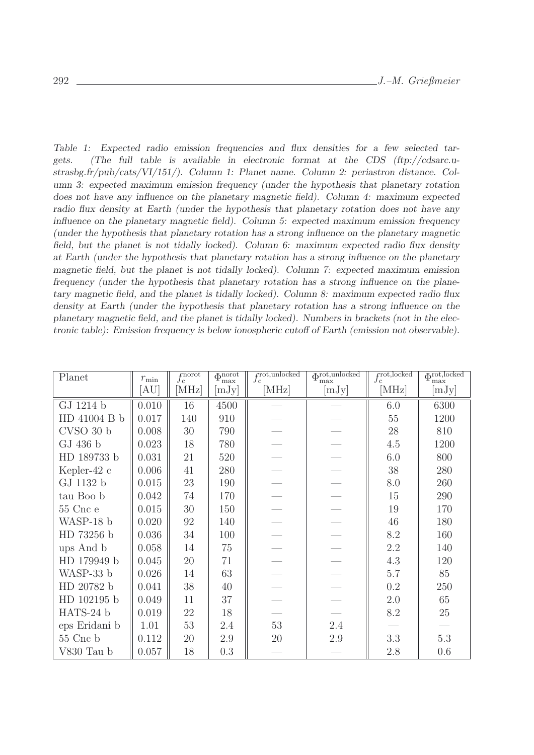*Table 1: Expected radio emission frequencies and flux densities for a few selected targets. (The full table is available in electronic format at the CDS (ftp://cdsarc.u-strasbg.fr/pub/cats/VI/151/). Column 1: Planet name. Column 2: periastron distance. Column 3: expected maximum emission frequency (under the hypothesis that planetary rotation does not have any influence on the planetary magnetic field). Column 4: maximum expected radio flux density at Earth (under the hypothesis that planetary rotation does not have any influence on the planetary magnetic field). Column 5: expected maximum emission frequency (under the hypothesis that planetary rotation has a strong influence on the planetary magnetic field, but the planet is not tidally locked). Column 6: maximum expected radio flux density at Earth (under the hypothesis that planetary rotation has a strong influence on the planetary magnetic field, but the planet is not tidally locked). Column 7: expected maximum emission frequency (under the hypothesis that planetary rotation has a strong influence on the planetary magnetic field, and the planet is tidally locked). Column 8: maximum expected radio flux density at Earth (under the hypothesis that planetary rotation has a strong influence on the planetary magnetic field, and the planet is tidally locked). Numbers in brackets (not in the electronic table): Emission frequency is below ionospheric cutoff of Earth (emission not observable).*

| Planet | $r_{\min}$ [AU] | $f_c^{\rm norot}$ [MHz] | $\Phi_{\max}^{\rm norot}$ [mJy] | $f_c^{\rm rot,unlocked}$ [MHz] | $\Phi_{\max}^{\rm rot,unlocked}$ [mJy] | $f_c^{\rm rot,locked}$ [MHz] | $\Phi_{\max}^{\rm rot,locked}$ [mJy] |
|---|---|---|---|---|---|---|---|
| GJ 1214 b | 0.010 | 16 | 4500 | — | — | 6.0 | 6300 |
| HD 41004 B b | 0.017 | 140 | 910 | — | — | 55 | 1200 |
| CVSO 30 b | 0.008 | 30 | 790 | — | — | 28 | 810 |
| GJ 436 b | 0.023 | 18 | 780 | — | — | 4.5 | 1200 |
| HD 189733 b | 0.031 | 21 | 520 | — | — | 6.0 | 800 |
| Kepler-42 c | 0.006 | 41 | 280 | — | — | 38 | 280 |
| GJ 1132 b | 0.015 | 23 | 190 | — | — | 8.0 | 260 |
| tau Boo b | 0.042 | 74 | 170 | — | — | 15 | 290 |
| 55 Cnc e | 0.015 | 30 | 150 | — | — | 19 | 170 |
| WASP-18 b | 0.020 | 92 | 140 | — | — | 46 | 180 |
| HD 73256 b | 0.036 | 34 | 100 | — | — | 8.2 | 160 |
| ups And b | 0.058 | 14 | 75 | — | — | 2.2 | 140 |
| HD 179949 b | 0.045 | 20 | 71 | — | — | 4.3 | 120 |
| WASP-33 b | 0.026 | 14 | 63 | — | — | 5.7 | 85 |
| HD 20782 b | 0.041 | 38 | 40 | — | — | 0.2 | 250 |
| HD 102195 b | 0.049 | 11 | 37 | — | — | 2.0 | 65 |
| HATS-24 b | 0.019 | 22 | 18 | — | — | 8.2 | 25 |
| eps Eridani b | 1.01 | 53 | 2.4 | 53 | 2.4 | — | — |
| 55 Cnc b | 0.112 | 20 | 2.9 | 20 | 2.9 | 3.3 | 5.3 |
| V830 Tau b | 0.057 | 18 | 0.3 | — | — | 2.8 | 0.6 |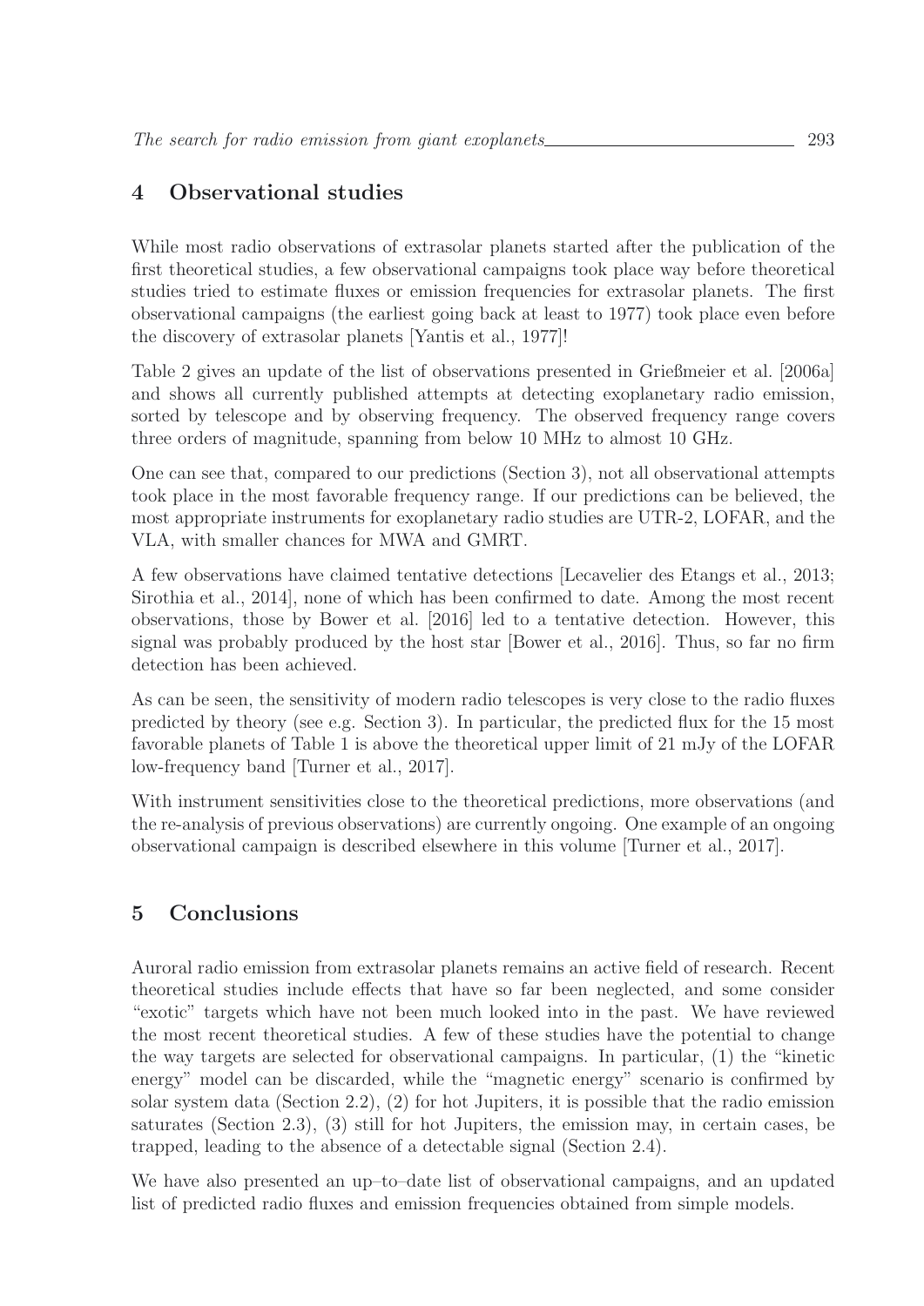## 4 Observational studies

While most radio observations of extrasolar planets started after the publication of the first theoretical studies, a few observational campaigns took place way before theoretical studies tried to estimate fluxes or emission frequencies for extrasolar planets. The first observational campaigns (the earliest going back at least to 1977) took place even before the discovery of extrasolar planets [Yantis et al., 1977]!

Table 2 gives an update of the list of observations presented in Grießmeier et al. [2006a] and shows all currently published attempts at detecting exoplanetary radio emission, sorted by telescope and by observing frequency. The observed frequency range covers three orders of magnitude, spanning from below 10 MHz to almost 10 GHz.

One can see that, compared to our predictions (Section 3), not all observational attempts took place in the most favorable frequency range. If our predictions can be believed, the most appropriate instruments for exoplanetary radio studies are UTR-2, LOFAR, and the VLA, with smaller chances for MWA and GMRT.

A few observations have claimed tentative detections [Lecavelier des Etangs et al., 2013; Sirothia et al., 2014], none of which has been confirmed to date. Among the most recent observations, those by Bower et al. [2016] led to a tentative detection. However, this signal was probably produced by the host star [Bower et al., 2016]. Thus, so far no firm detection has been achieved.

As can be seen, the sensitivity of modern radio telescopes is very close to the radio fluxes predicted by theory (see e.g. Section 3). In particular, the predicted flux for the 15 most favorable planets of Table 1 is above the theoretical upper limit of 21 mJy of the LOFAR low-frequency band [Turner et al., 2017].

With instrument sensitivities close to the theoretical predictions, more observations (and the re-analysis of previous observations) are currently ongoing. One example of an ongoing observational campaign is described elsewhere in this volume [Turner et al., 2017].

## 5 Conclusions

Auroral radio emission from extrasolar planets remains an active field of research. Recent theoretical studies include effects that have so far been neglected, and some consider "exotic" targets which have not been much looked into in the past. We have reviewed the most recent theoretical studies. A few of these studies have the potential to change the way targets are selected for observational campaigns. In particular, (1) the "kinetic energy" model can be discarded, while the "magnetic energy" scenario is confirmed by solar system data (Section 2.2), (2) for hot Jupiters, it is possible that the radio emission saturates (Section 2.3), (3) still for hot Jupiters, the emission may, in certain cases, be trapped, leading to the absence of a detectable signal (Section 2.4).

We have also presented an up–to–date list of observational campaigns, and an updated list of predicted radio fluxes and emission frequencies obtained from simple models.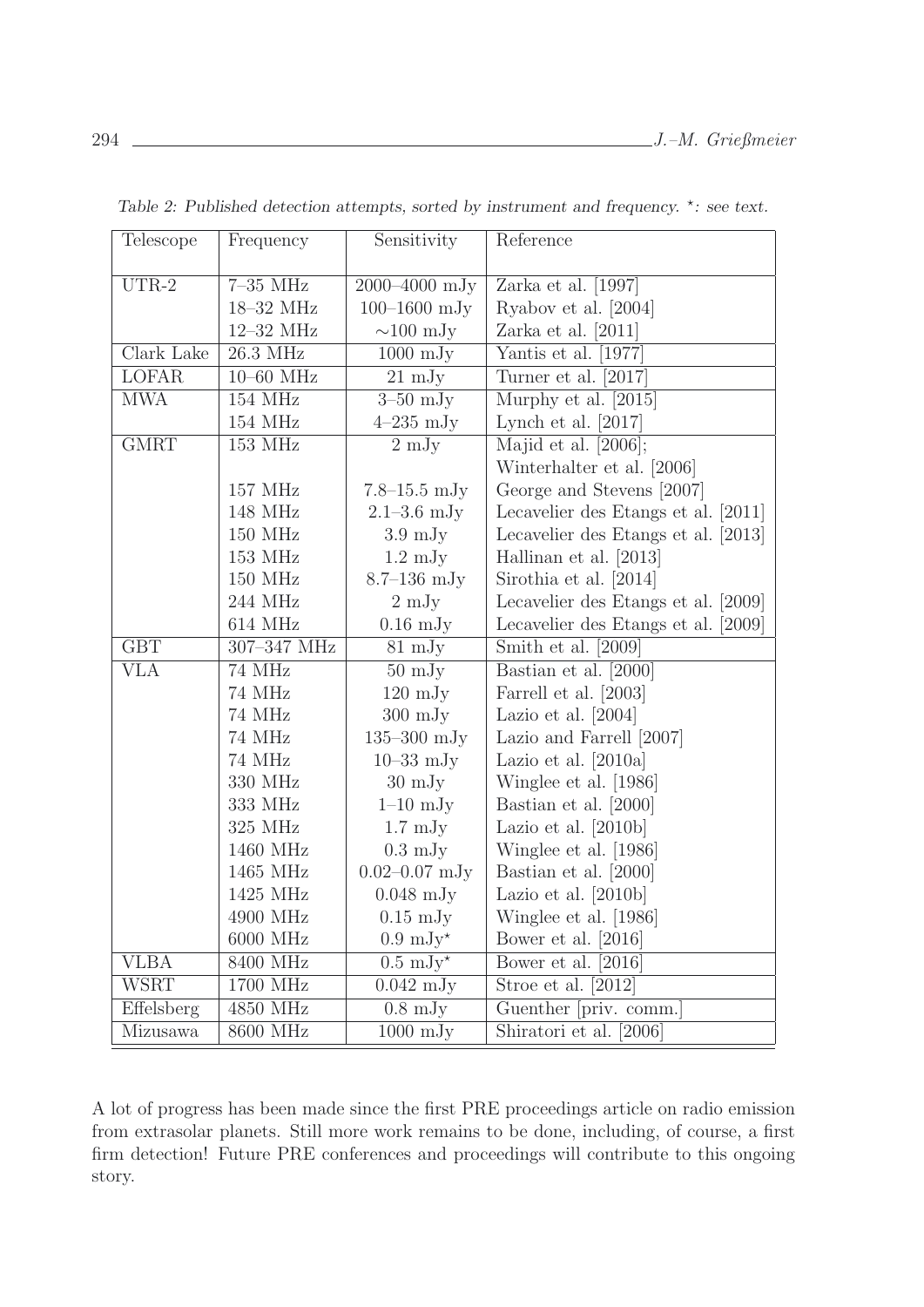*Table 2: Published detection attempts, sorted by instrument and frequency. ⋆: see text.*

| Telescope | Frequency | Sensitivity | Reference |
|---|---|---|---|
| UTR-2 | 7–35 MHz | 2000–4000 mJy | Zarka et al. [1997] |
| | 18–32 MHz | 100–1600 mJy | Ryabov et al. [2004] |
| | 12–32 MHz | ∼100 mJy | Zarka et al. [2011] |
| Clark Lake | 26.3 MHz | 1000 mJy | Yantis et al. [1977] |
| LOFAR | 10–60 MHz | 21 mJy | Turner et al. [2017] |
| MWA | 154 MHz | 3–50 mJy | Murphy et al. [2015] |
| | 154 MHz | 4–235 mJy | Lynch et al. [2017] |
| GMRT | 153 MHz | 2 mJy | Majid et al. [2006]; Winterhalter et al. [2006] |
| | 157 MHz | 7.8–15.5 mJy | George and Stevens [2007] |
| | 148 MHz | 2.1–3.6 mJy | Lecavelier des Etangs et al. [2011] |
| | 150 MHz | 3.9 mJy | Lecavelier des Etangs et al. [2013] |
| | 153 MHz | 1.2 mJy | Hallinan et al. [2013] |
| | 150 MHz | 8.7–136 mJy | Sirothia et al. [2014] |
| | 244 MHz | 2 mJy | Lecavelier des Etangs et al. [2009] |
| | 614 MHz | 0.16 mJy | Lecavelier des Etangs et al. [2009] |
| GBT | 307–347 MHz | 81 mJy | Smith et al. [2009] |
| VLA | 74 MHz | 50 mJy | Bastian et al. [2000] |
| | 74 MHz | 120 mJy | Farrell et al. [2003] |
| | 74 MHz | 300 mJy | Lazio et al. [2004] |
| | 74 MHz | 135–300 mJy | Lazio and Farrell [2007] |
| | 74 MHz | 10–33 mJy | Lazio et al. [2010a] |
| | 330 MHz | 30 mJy | Winglee et al. [1986] |
| | 333 MHz | 1–10 mJy | Bastian et al. [2000] |
| | 325 MHz | 1.7 mJy | Lazio et al. [2010b] |
| | 1460 MHz | 0.3 mJy | Winglee et al. [1986] |
| | 1465 MHz | 0.02–0.07 mJy | Bastian et al. [2000] |
| | 1425 MHz | 0.048 mJy | Lazio et al. [2010b] |
| | 4900 MHz | 0.15 mJy | Winglee et al. [1986] |
| | 6000 MHz | 0.9 mJy⋆ | Bower et al. [2016] |
| VLBA | 8400 MHz | 0.5 mJy⋆ | Bower et al. [2016] |
| WSRT | 1700 MHz | 0.042 mJy | Stroe et al. [2012] |
| Effelsberg | 4850 MHz | 0.8 mJy | Guenther [priv. comm.] |
| Mizusawa | 8600 MHz | 1000 mJy | Shiratori et al. [2006] |

A lot of progress has been made since the first PRE proceedings article on radio emission from extrasolar planets. Still more work remains to be done, including, of course, a first firm detection! Future PRE conferences and proceedings will contribute to this ongoing story.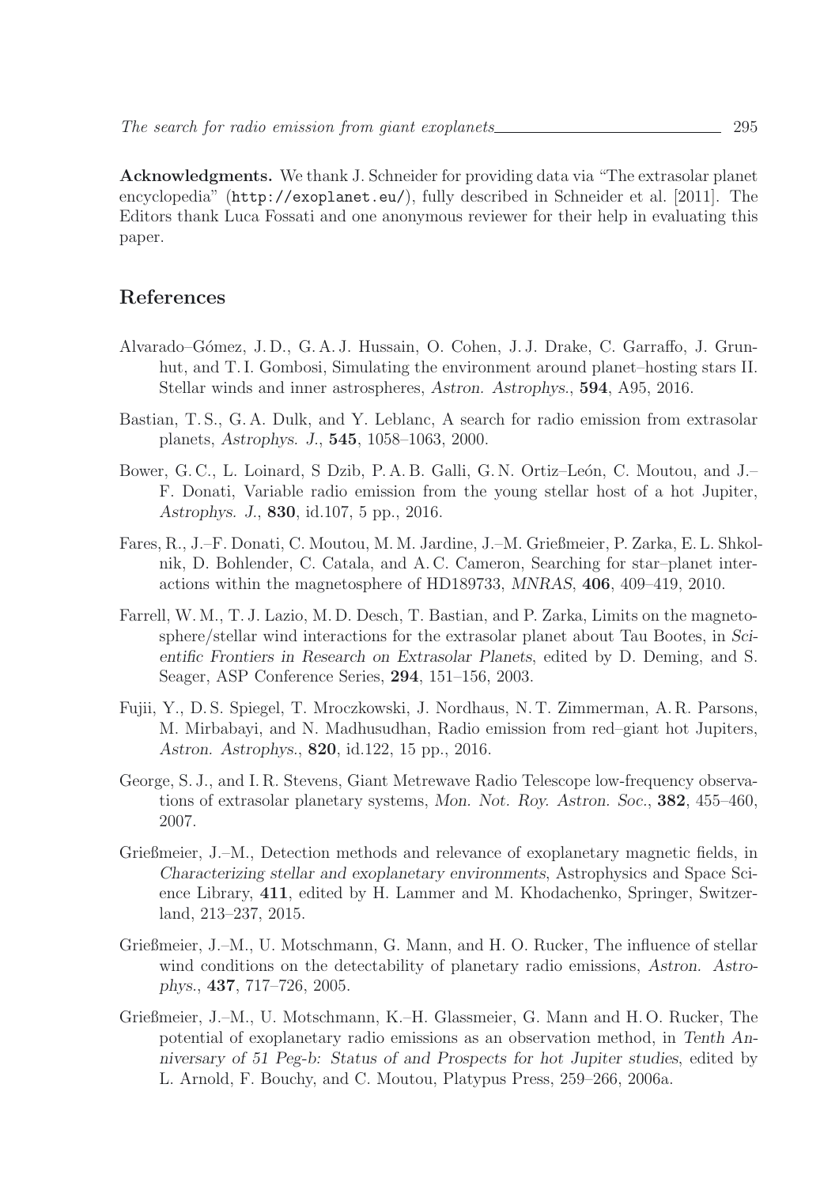**Acknowledgments.** We thank J. Schneider for providing data via "The extrasolar planet encyclopedia" (http://exoplanet.eu/), fully described in Schneider et al. [2011]. The Editors thank Luca Fossati and one anonymous reviewer for their help in evaluating this paper.

## References

Alvarado–Gómez, J. D., G. A. J. Hussain, O. Cohen, J. J. Drake, C. Garraffo, J. Grunhut, and T. I. Gombosi, Simulating the environment around planet–hosting stars II. Stellar winds and inner astrospheres, *Astron. Astrophys.*, **594**, A95, 2016.

Bastian, T. S., G. A. Dulk, and Y. Leblanc, A search for radio emission from extrasolar planets, *Astrophys. J.*, **545**, 1058–1063, 2000.

Bower, G. C., L. Loinard, S Dzib, P. A. B. Galli, G. N. Ortiz–León, C. Moutou, and J.–F. Donati, Variable radio emission from the young stellar host of a hot Jupiter, *Astrophys. J.*, **830**, id.107, 5 pp., 2016.

Fares, R., J.–F. Donati, C. Moutou, M. M. Jardine, J.–M. Grießmeier, P. Zarka, E. L. Shkolnik, D. Bohlender, C. Catala, and A. C. Cameron, Searching for star–planet interactions within the magnetosphere of HD189733, *MNRAS*, **406**, 409–419, 2010.

Farrell, W. M., T. J. Lazio, M. D. Desch, T. Bastian, and P. Zarka, Limits on the magnetosphere/stellar wind interactions for the extrasolar planet about Tau Bootes, in *Scientific Frontiers in Research on Extrasolar Planets*, edited by D. Deming, and S. Seager, ASP Conference Series, **294**, 151–156, 2003.

Fujii, Y., D. S. Spiegel, T. Mroczkowski, J. Nordhaus, N. T. Zimmerman, A. R. Parsons, M. Mirbabayi, and N. Madhusudhan, Radio emission from red–giant hot Jupiters, *Astron. Astrophys.*, **820**, id.122, 15 pp., 2016.

George, S. J., and I. R. Stevens, Giant Metrewave Radio Telescope low-frequency observations of extrasolar planetary systems, *Mon. Not. Roy. Astron. Soc.*, **382**, 455–460, 2007.

Grießmeier, J.–M., Detection methods and relevance of exoplanetary magnetic fields, in *Characterizing stellar and exoplanetary environments*, Astrophysics and Space Science Library, **411**, edited by H. Lammer and M. Khodachenko, Springer, Switzerland, 213–237, 2015.

Grießmeier, J.–M., U. Motschmann, G. Mann, and H. O. Rucker, The influence of stellar wind conditions on the detectability of planetary radio emissions, *Astron. Astrophys.*, **437**, 717–726, 2005.

Grießmeier, J.–M., U. Motschmann, K.–H. Glassmeier, G. Mann and H. O. Rucker, The potential of exoplanetary radio emissions as an observation method, in *Tenth Anniversary of 51 Peg-b: Status of and Prospects for hot Jupiter studies*, edited by L. Arnold, F. Bouchy, and C. Moutou, Platypus Press, 259–266, 2006a.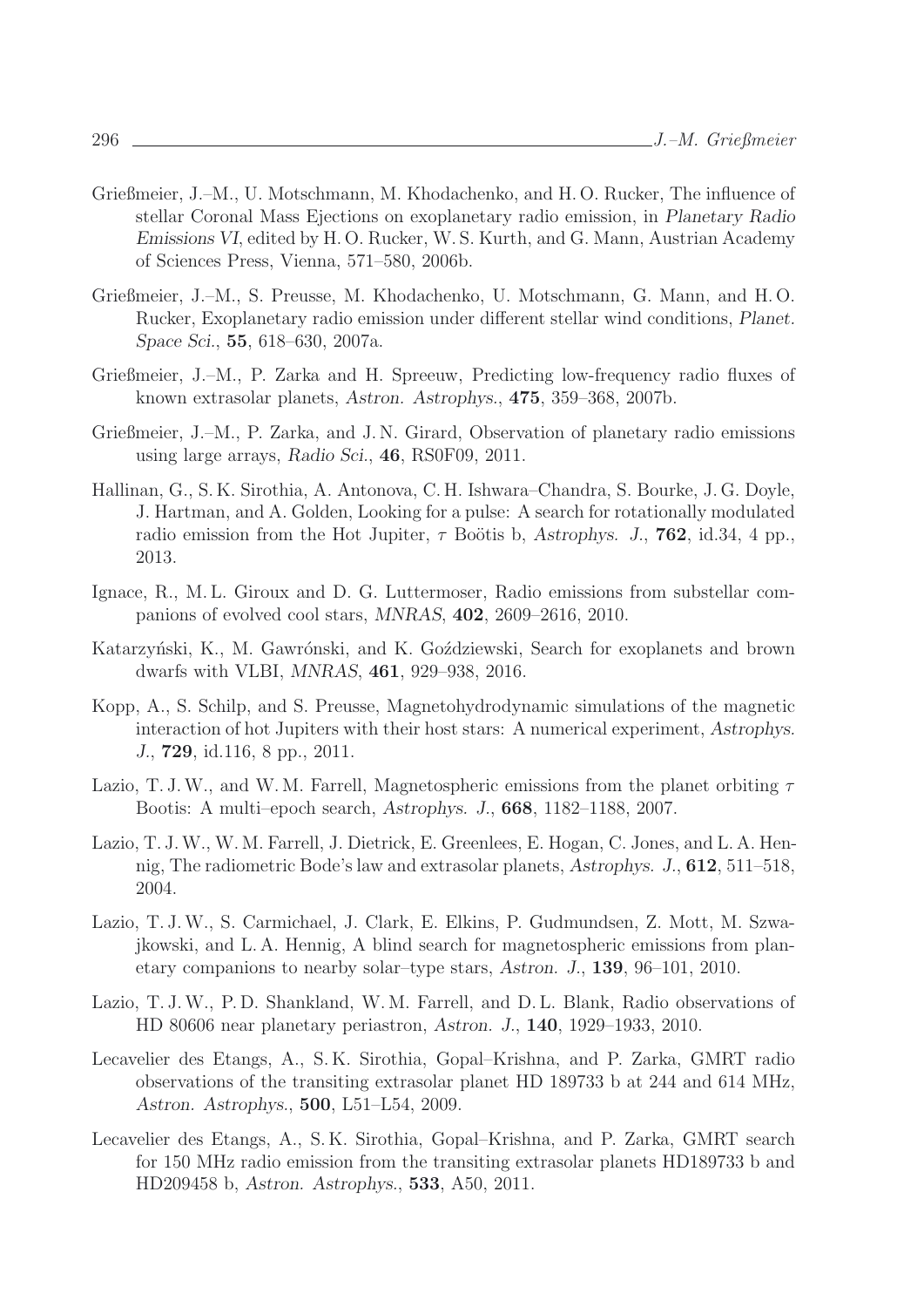Grießmeier, J.–M., U. Motschmann, M. Khodachenko, and H. O. Rucker, The influence of stellar Coronal Mass Ejections on exoplanetary radio emission, in *Planetary Radio Emissions VI*, edited by H. O. Rucker, W. S. Kurth, and G. Mann, Austrian Academy of Sciences Press, Vienna, 571–580, 2006b.

Grießmeier, J.–M., S. Preusse, M. Khodachenko, U. Motschmann, G. Mann, and H. O. Rucker, Exoplanetary radio emission under different stellar wind conditions, *Planet. Space Sci.*, **55**, 618–630, 2007a.

Grießmeier, J.–M., P. Zarka and H. Spreeuw, Predicting low-frequency radio fluxes of known extrasolar planets, *Astron. Astrophys.*, **475**, 359–368, 2007b.

Grießmeier, J.–M., P. Zarka, and J. N. Girard, Observation of planetary radio emissions using large arrays, *Radio Sci.*, **46**, RS0F09, 2011.

Hallinan, G., S. K. Sirothia, A. Antonova, C. H. Ishwara–Chandra, S. Bourke, J. G. Doyle, J. Hartman, and A. Golden, Looking for a pulse: A search for rotationally modulated radio emission from the Hot Jupiter, $\tau$ Boötis b, *Astrophys. J.*, **762**, id.34, 4 pp., 2013.

Ignace, R., M. L. Giroux and D. G. Luttermoser, Radio emissions from substellar companions of evolved cool stars, *MNRAS*, **402**, 2609–2616, 2010.

Katarzyński, K., M. Gawróński, and K. Goździewski, Search for exoplanets and brown dwarfs with VLBI, *MNRAS*, **461**, 929–938, 2016.

Kopp, A., S. Schilp, and S. Preusse, Magnetohydrodynamic simulations of the magnetic interaction of hot Jupiters with their host stars: A numerical experiment, *Astrophys. J.*, **729**, id.116, 8 pp., 2011.

Lazio, T. J. W., and W. M. Farrell, Magnetospheric emissions from the planet orbiting $\tau$ Bootis: A multi–epoch search, *Astrophys. J.*, **668**, 1182–1188, 2007.

Lazio, T. J. W., W. M. Farrell, J. Dietrick, E. Greenlees, E. Hogan, C. Jones, and L. A. Hennig, The radiometric Bode's law and extrasolar planets, *Astrophys. J.*, **612**, 511–518, 2004.

Lazio, T. J. W., S. Carmichael, J. Clark, E. Elkins, P. Gudmundsen, Z. Mott, M. Szwajkowski, and L. A. Hennig, A blind search for magnetospheric emissions from planetary companions to nearby solar–type stars, *Astron. J.*, **139**, 96–101, 2010.

Lazio, T. J. W., P. D. Shankland, W. M. Farrell, and D. L. Blank, Radio observations of HD 80606 near planetary periastron, *Astron. J.*, **140**, 1929–1933, 2010.

Lecavelier des Etangs, A., S. K. Sirothia, Gopal–Krishna, and P. Zarka, GMRT radio observations of the transiting extrasolar planet HD 189733 b at 244 and 614 MHz, *Astron. Astrophys.*, **500**, L51–L54, 2009.

Lecavelier des Etangs, A., S. K. Sirothia, Gopal–Krishna, and P. Zarka, GMRT search for 150 MHz radio emission from the transiting extrasolar planets HD189733 b and HD209458 b, *Astron. Astrophys.*, **533**, A50, 2011.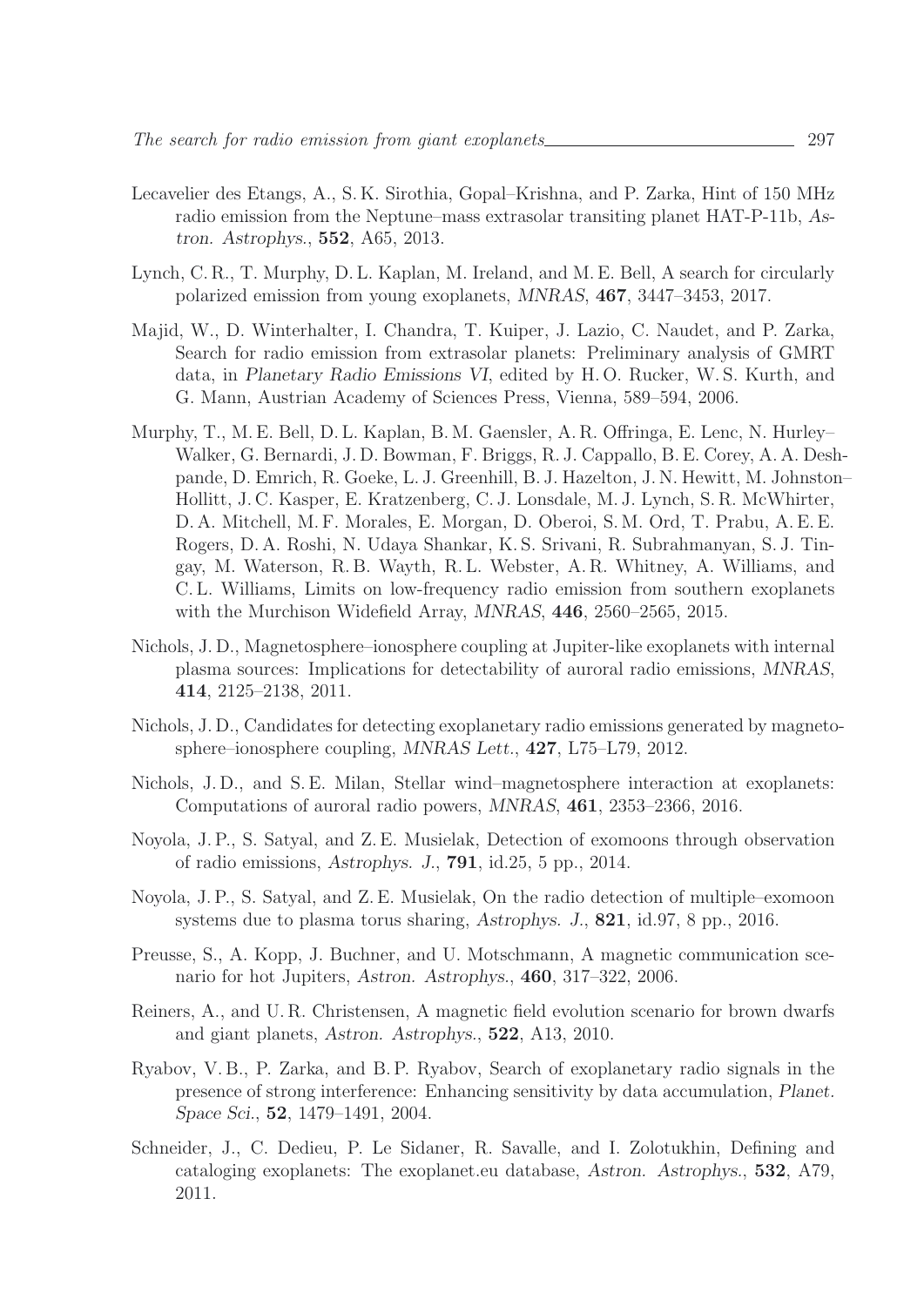Lecavelier des Etangs, A., S. K. Sirothia, Gopal–Krishna, and P. Zarka, Hint of 150 MHz radio emission from the Neptune–mass extrasolar transiting planet HAT-P-11b, *Astron. Astrophys.*, **552**, A65, 2013.

Lynch, C. R., T. Murphy, D. L. Kaplan, M. Ireland, and M. E. Bell, A search for circularly polarized emission from young exoplanets, *MNRAS*, **467**, 3447–3453, 2017.

Majid, W., D. Winterhalter, I. Chandra, T. Kuiper, J. Lazio, C. Naudet, and P. Zarka, Search for radio emission from extrasolar planets: Preliminary analysis of GMRT data, in *Planetary Radio Emissions VI*, edited by H. O. Rucker, W. S. Kurth, and G. Mann, Austrian Academy of Sciences Press, Vienna, 589–594, 2006.

Murphy, T., M. E. Bell, D. L. Kaplan, B. M. Gaensler, A. R. Offringa, E. Lenc, N. Hurley–Walker, G. Bernardi, J. D. Bowman, F. Briggs, R. J. Cappallo, B. E. Corey, A. A. Deshpande, D. Emrich, R. Goeke, L. J. Greenhill, B. J. Hazelton, J. N. Hewitt, M. Johnston–Hollitt, J. C. Kasper, E. Kratzenberg, C. J. Lonsdale, M. J. Lynch, S. R. McWhirter, D. A. Mitchell, M. F. Morales, E. Morgan, D. Oberoi, S. M. Ord, T. Prabu, A. E. E. Rogers, D. A. Roshi, N. Udaya Shankar, K. S. Srivani, R. Subrahmanyan, S. J. Tingay, M. Waterson, R. B. Wayth, R. L. Webster, A. R. Whitney, A. Williams, and C. L. Williams, Limits on low-frequency radio emission from southern exoplanets with the Murchison Widefield Array, *MNRAS*, **446**, 2560–2565, 2015.

Nichols, J. D., Magnetosphere–ionosphere coupling at Jupiter-like exoplanets with internal plasma sources: Implications for detectability of auroral radio emissions, *MNRAS*, **414**, 2125–2138, 2011.

Nichols, J. D., Candidates for detecting exoplanetary radio emissions generated by magnetosphere–ionosphere coupling, *MNRAS Lett.*, **427**, L75–L79, 2012.

Nichols, J. D., and S. E. Milan, Stellar wind–magnetosphere interaction at exoplanets: Computations of auroral radio powers, *MNRAS*, **461**, 2353–2366, 2016.

Noyola, J. P., S. Satyal, and Z. E. Musielak, Detection of exomoons through observation of radio emissions, *Astrophys. J.*, **791**, id.25, 5 pp., 2014.

Noyola, J. P., S. Satyal, and Z. E. Musielak, On the radio detection of multiple–exomoon systems due to plasma torus sharing, *Astrophys. J.*, **821**, id.97, 8 pp., 2016.

Preusse, S., A. Kopp, J. Buchner, and U. Motschmann, A magnetic communication scenario for hot Jupiters, *Astron. Astrophys.*, **460**, 317–322, 2006.

Reiners, A., and U. R. Christensen, A magnetic field evolution scenario for brown dwarfs and giant planets, *Astron. Astrophys.*, **522**, A13, 2010.

Ryabov, V. B., P. Zarka, and B. P. Ryabov, Search of exoplanetary radio signals in the presence of strong interference: Enhancing sensitivity by data accumulation, *Planet. Space Sci.*, **52**, 1479–1491, 2004.

Schneider, J., C. Dedieu, P. Le Sidaner, R. Savalle, and I. Zolotukhin, Defining and cataloging exoplanets: The exoplanet.eu database, *Astron. Astrophys.*, **532**, A79, 2011.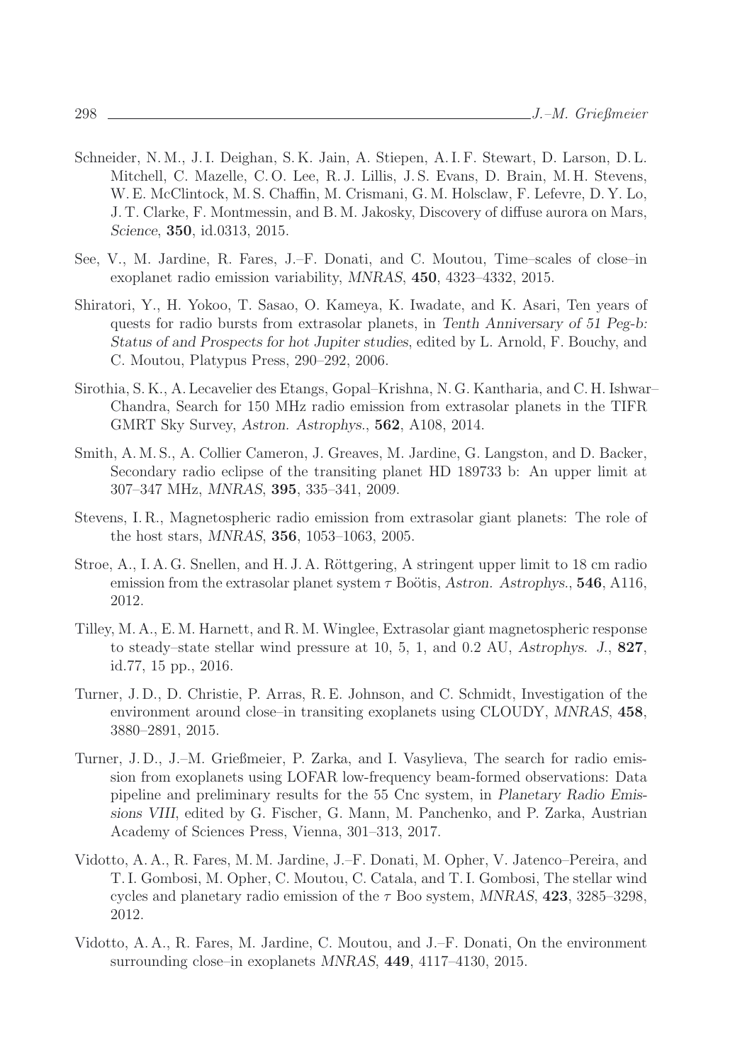Schneider, N. M., J. I. Deighan, S. K. Jain, A. Stiepen, A. I. F. Stewart, D. Larson, D. L. Mitchell, C. Mazelle, C. O. Lee, R. J. Lillis, J. S. Evans, D. Brain, M. H. Stevens, W. E. McClintock, M. S. Chaffin, M. Crismani, G. M. Holsclaw, F. Lefevre, D. Y. Lo, J. T. Clarke, F. Montmessin, and B. M. Jakosky, Discovery of diffuse aurora on Mars, *Science*, **350**, id.0313, 2015.

See, V., M. Jardine, R. Fares, J.–F. Donati, and C. Moutou, Time–scales of close–in exoplanet radio emission variability, *MNRAS*, **450**, 4323–4332, 2015.

Shiratori, Y., H. Yokoo, T. Sasao, O. Kameya, K. Iwadate, and K. Asari, Ten years of quests for radio bursts from extrasolar planets, in *Tenth Anniversary of 51 Peg-b: Status of and Prospects for hot Jupiter studies*, edited by L. Arnold, F. Bouchy, and C. Moutou, Platypus Press, 290–292, 2006.

Sirothia, S. K., A. Lecavelier des Etangs, Gopal–Krishna, N. G. Kantharia, and C. H. Ishwar–Chandra, Search for 150 MHz radio emission from extrasolar planets in the TIFR GMRT Sky Survey, *Astron. Astrophys.*, **562**, A108, 2014.

Smith, A. M. S., A. Collier Cameron, J. Greaves, M. Jardine, G. Langston, and D. Backer, Secondary radio eclipse of the transiting planet HD 189733 b: An upper limit at 307–347 MHz, *MNRAS*, **395**, 335–341, 2009.

Stevens, I. R., Magnetospheric radio emission from extrasolar giant planets: The role of the host stars, *MNRAS*, **356**, 1053–1063, 2005.

Stroe, A., I. A. G. Snellen, and H. J. A. Röttgering, A stringent upper limit to 18 cm radio emission from the extrasolar planet system $\tau$ Boötis, *Astron. Astrophys.*, **546**, A116, 2012.

Tilley, M. A., E. M. Harnett, and R. M. Winglee, Extrasolar giant magnetospheric response to steady–state stellar wind pressure at 10, 5, 1, and 0.2 AU, *Astrophys. J.*, **827**, id.77, 15 pp., 2016.

Turner, J. D., D. Christie, P. Arras, R. E. Johnson, and C. Schmidt, Investigation of the environment around close–in transiting exoplanets using CLOUDY, *MNRAS*, **458**, 3880–2891, 2015.

Turner, J. D., J.–M. Grießmeier, P. Zarka, and I. Vasylieva, The search for radio emission from exoplanets using LOFAR low-frequency beam-formed observations: Data pipeline and preliminary results for the 55 Cnc system, in *Planetary Radio Emissions VIII*, edited by G. Fischer, G. Mann, M. Panchenko, and P. Zarka, Austrian Academy of Sciences Press, Vienna, 301–313, 2017.

Vidotto, A. A., R. Fares, M. M. Jardine, J.–F. Donati, M. Opher, V. Jatenco–Pereira, and T. I. Gombosi, M. Opher, C. Moutou, C. Catala, and T. I. Gombosi, The stellar wind cycles and planetary radio emission of the $\tau$ Boo system, *MNRAS*, **423**, 3285–3298, 2012.

Vidotto, A. A., R. Fares, M. Jardine, C. Moutou, and J.–F. Donati, On the environment surrounding close–in exoplanets *MNRAS*, **449**, 4117–4130, 2015.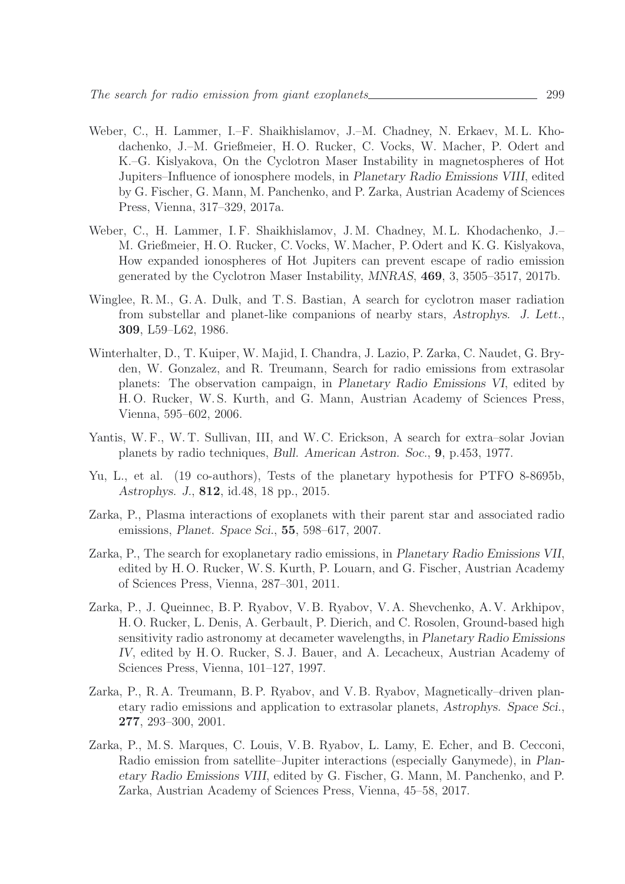Weber, C., H. Lammer, I.–F. Shaikhislamov, J.–M. Chadney, N. Erkaev, M. L. Khodachenko, J.–M. Grießmeier, H. O. Rucker, C. Vocks, W. Macher, P. Odert and K.–G. Kislyakova, On the Cyclotron Maser Instability in magnetospheres of Hot Jupiters–Influence of ionosphere models, in *Planetary Radio Emissions VIII*, edited by G. Fischer, G. Mann, M. Panchenko, and P. Zarka, Austrian Academy of Sciences Press, Vienna, 317–329, 2017a.

Weber, C., H. Lammer, I. F. Shaikhislamov, J. M. Chadney, M. L. Khodachenko, J.–M. Grießmeier, H. O. Rucker, C. Vocks, W. Macher, P. Odert and K. G. Kislyakova, How expanded ionospheres of Hot Jupiters can prevent escape of radio emission generated by the Cyclotron Maser Instability, *MNRAS*, **469**, 3, 3505–3517, 2017b.

Winglee, R. M., G. A. Dulk, and T. S. Bastian, A search for cyclotron maser radiation from substellar and planet-like companions of nearby stars, *Astrophys. J. Lett.*, **309**, L59–L62, 1986.

Winterhalter, D., T. Kuiper, W. Majid, I. Chandra, J. Lazio, P. Zarka, C. Naudet, G. Bryden, W. Gonzalez, and R. Treumann, Search for radio emissions from extrasolar planets: The observation campaign, in *Planetary Radio Emissions VI*, edited by H. O. Rucker, W. S. Kurth, and G. Mann, Austrian Academy of Sciences Press, Vienna, 595–602, 2006.

Yantis, W. F., W. T. Sullivan, III, and W. C. Erickson, A search for extra–solar Jovian planets by radio techniques, *Bull. American Astron. Soc.*, **9**, p.453, 1977.

Yu, L., et al. (19 co-authors), Tests of the planetary hypothesis for PTFO 8-8695b, *Astrophys. J.*, **812**, id.48, 18 pp., 2015.

Zarka, P., Plasma interactions of exoplanets with their parent star and associated radio emissions, *Planet. Space Sci.*, **55**, 598–617, 2007.

Zarka, P., The search for exoplanetary radio emissions, in *Planetary Radio Emissions VII*, edited by H. O. Rucker, W. S. Kurth, P. Louarn, and G. Fischer, Austrian Academy of Sciences Press, Vienna, 287–301, 2011.

Zarka, P., J. Queinnec, B. P. Ryabov, V. B. Ryabov, V. A. Shevchenko, A. V. Arkhipov, H. O. Rucker, L. Denis, A. Gerbault, P. Dierich, and C. Rosolen, Ground-based high sensitivity radio astronomy at decameter wavelengths, in *Planetary Radio Emissions IV*, edited by H. O. Rucker, S. J. Bauer, and A. Lecacheux, Austrian Academy of Sciences Press, Vienna, 101–127, 1997.

Zarka, P., R. A. Treumann, B. P. Ryabov, and V. B. Ryabov, Magnetically–driven planetary radio emissions and application to extrasolar planets, *Astrophys. Space Sci.*, **277**, 293–300, 2001.

Zarka, P., M. S. Marques, C. Louis, V. B. Ryabov, L. Lamy, E. Echer, and B. Cecconi, Radio emission from satellite–Jupiter interactions (especially Ganymede), in *Planetary Radio Emissions VIII*, edited by G. Fischer, G. Mann, M. Panchenko, and P. Zarka, Austrian Academy of Sciences Press, Vienna, 45–58, 2017.